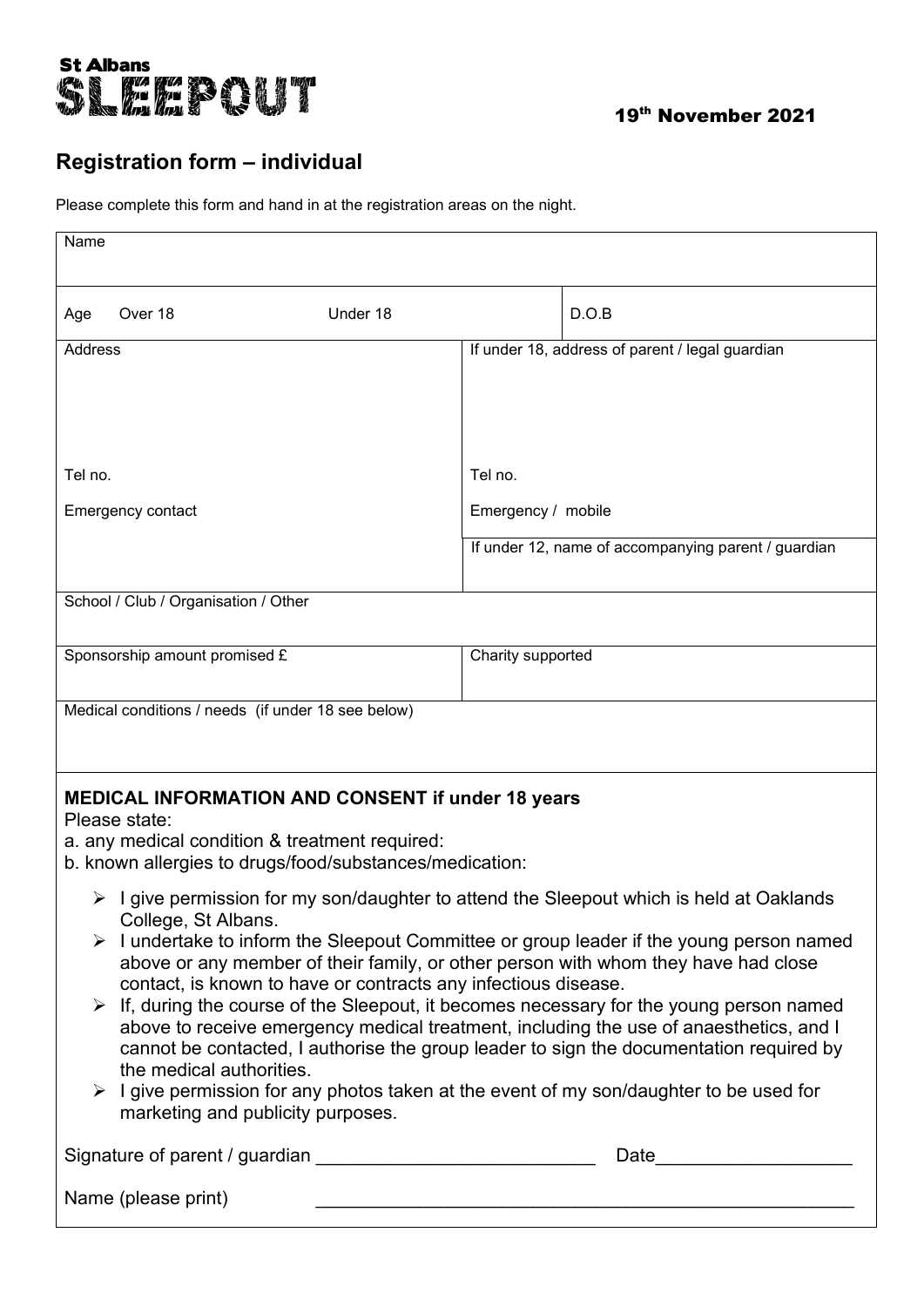St Albans
# SLEEPOUT

19th November 2021

## Registration form – individual

Please complete this form and hand in at the registration areas on the night.

| Name | | |
|---|---|---|
| Age Over 18 Under 18 | | D.O.B |
| Address<br><br><br><br>Tel no.<br><br>Emergency contact | If under 18, address of parent / legal guardian<br><br><br><br>Tel no.<br><br>Emergency / mobile<br><br>If under 12, name of accompanying parent / guardian | |
| School / Club / Organisation / Other | | |
| Sponsorship amount promised £ | Charity supported | |
| Medical conditions / needs (if under 18 see below) | | |

### MEDICAL INFORMATION AND CONSENT if under 18 years

Please state:

a. any medical condition & treatment required:

b. known allergies to drugs/food/substances/medication:

- I give permission for my son/daughter to attend the Sleepout which is held at Oaklands College, St Albans.
- I undertake to inform the Sleepout Committee or group leader if the young person named above or any member of their family, or other person with whom they have had close contact, is known to have or contracts any infectious disease.
- If, during the course of the Sleepout, it becomes necessary for the young person named above to receive emergency medical treatment, including the use of anaesthetics, and I cannot be contacted, I authorise the group leader to sign the documentation required by the medical authorities.
- I give permission for any photos taken at the event of my son/daughter to be used for marketing and publicity purposes.

Signature of parent / guardian ___________________________ Date___________________

Name (please print) ______________________________________________________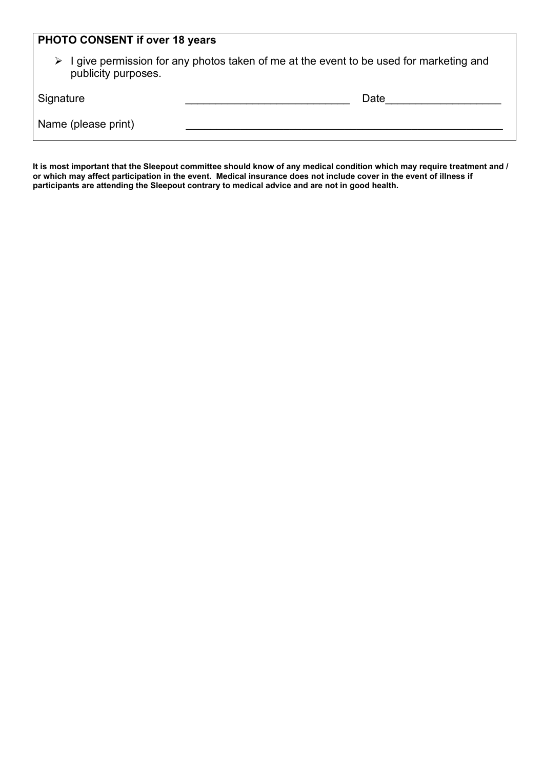**PHOTO CONSENT if over 18 years**

- I give permission for any photos taken of me at the event to be used for marketing and publicity purposes.

Signature ___________________________ Date__________________

Name (please print) ____________________________________________________

**It is most important that the Sleepout committee should know of any medical condition which may require treatment and / or which may affect participation in the event. Medical insurance does not include cover in the event of illness if participants are attending the Sleepout contrary to medical advice and are not in good health.**